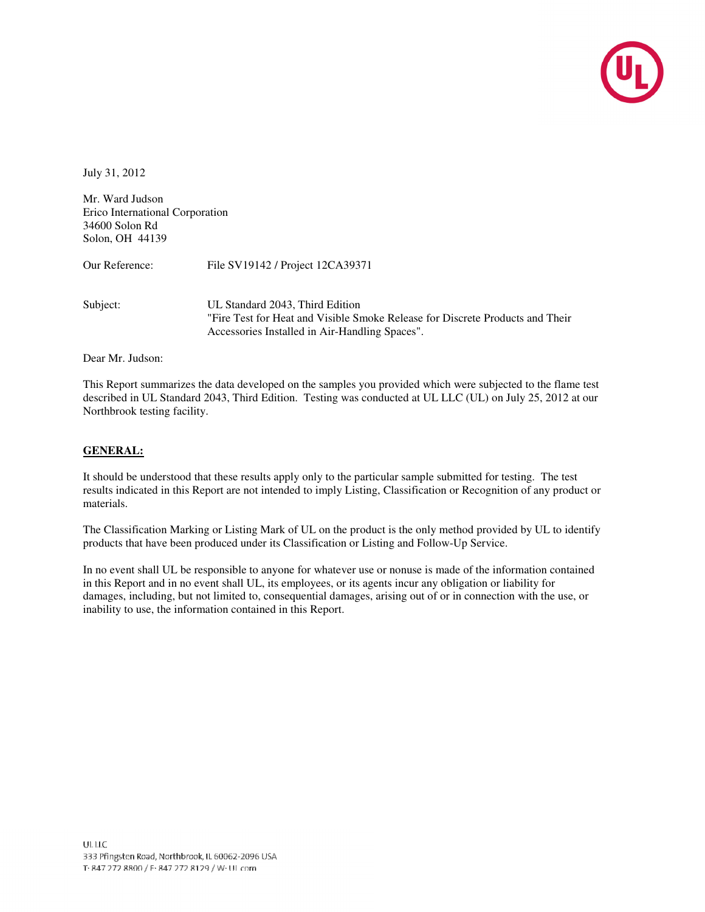July 31, 2012

Mr. Ward Judson
Erico International Corporation
34600 Solon Rd
Solon, OH 44139

Our Reference: File SV19142 / Project 12CA39371

Subject: UL Standard 2043, Third Edition
"Fire Test for Heat and Visible Smoke Release for Discrete Products and Their Accessories Installed in Air-Handling Spaces".

Dear Mr. Judson:

This Report summarizes the data developed on the samples you provided which were subjected to the flame test described in UL Standard 2043, Third Edition. Testing was conducted at UL LLC (UL) on July 25, 2012 at our Northbrook testing facility.

## GENERAL:

It should be understood that these results apply only to the particular sample submitted for testing. The test results indicated in this Report are not intended to imply Listing, Classification or Recognition of any product or materials.

The Classification Marking or Listing Mark of UL on the product is the only method provided by UL to identify products that have been produced under its Classification or Listing and Follow-Up Service.

In no event shall UL be responsible to anyone for whatever use or nonuse is made of the information contained in this Report and in no event shall UL, its employees, or its agents incur any obligation or liability for damages, including, but not limited to, consequential damages, arising out of or in connection with the use, or inability to use, the information contained in this Report.

UL LLC
333 Pfingsten Road, Northbrook, IL 60062-2096 USA
T: 847.272.8800 / F: 847.272.8129 / W: UL.com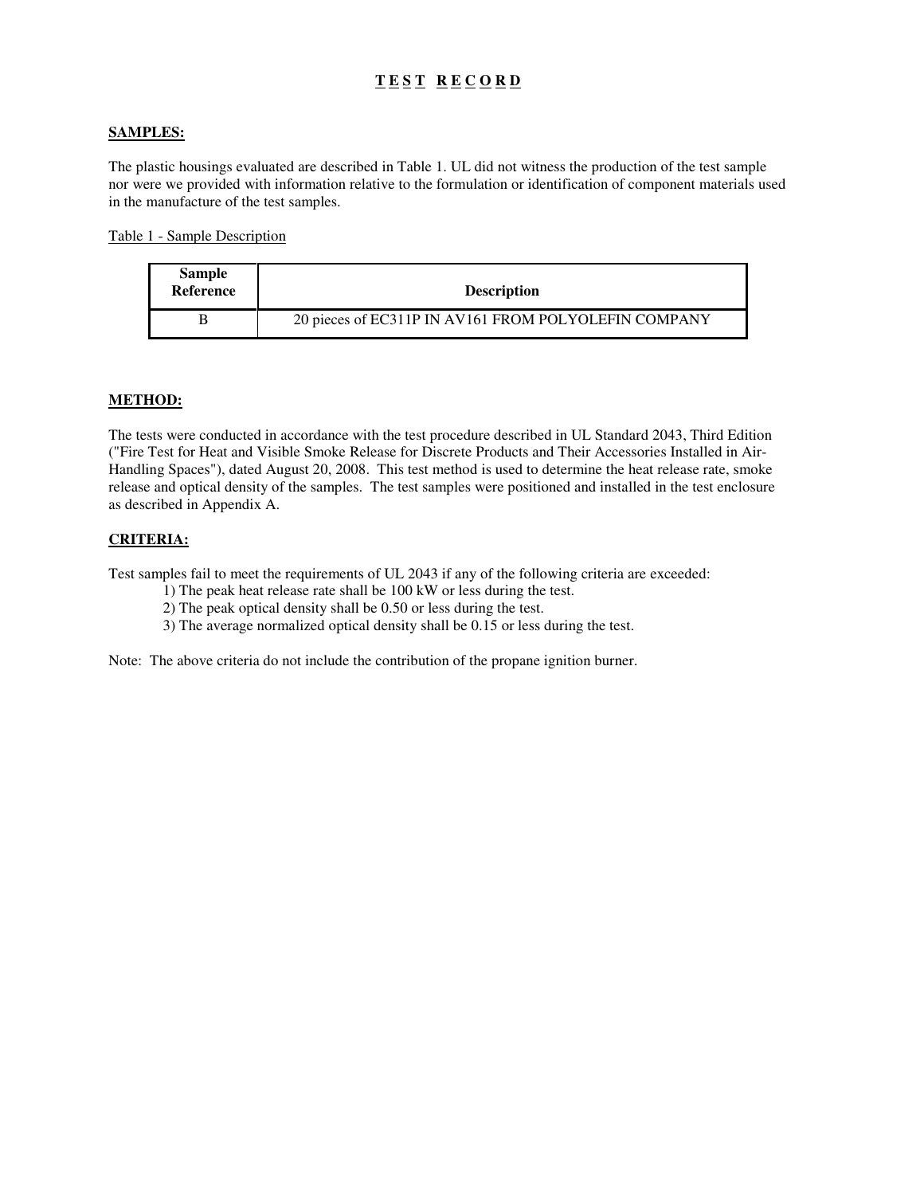# TEST RECORD

**SAMPLES:**

The plastic housings evaluated are described in Table 1. UL did not witness the production of the test sample nor were we provided with information relative to the formulation or identification of component materials used in the manufacture of the test samples.

Table 1 - Sample Description

| Sample Reference | Description |
|---|---|
| B | 20 pieces of EC311P IN AV161 FROM POLYOLEFIN COMPANY |

**METHOD:**

The tests were conducted in accordance with the test procedure described in UL Standard 2043, Third Edition ("Fire Test for Heat and Visible Smoke Release for Discrete Products and Their Accessories Installed in Air-Handling Spaces"), dated August 20, 2008. This test method is used to determine the heat release rate, smoke release and optical density of the samples. The test samples were positioned and installed in the test enclosure as described in Appendix A.

**CRITERIA:**

Test samples fail to meet the requirements of UL 2043 if any of the following criteria are exceeded:

1) The peak heat release rate shall be 100 kW or less during the test.
2) The peak optical density shall be 0.50 or less during the test.
3) The average normalized optical density shall be 0.15 or less during the test.

Note: The above criteria do not include the contribution of the propane ignition burner.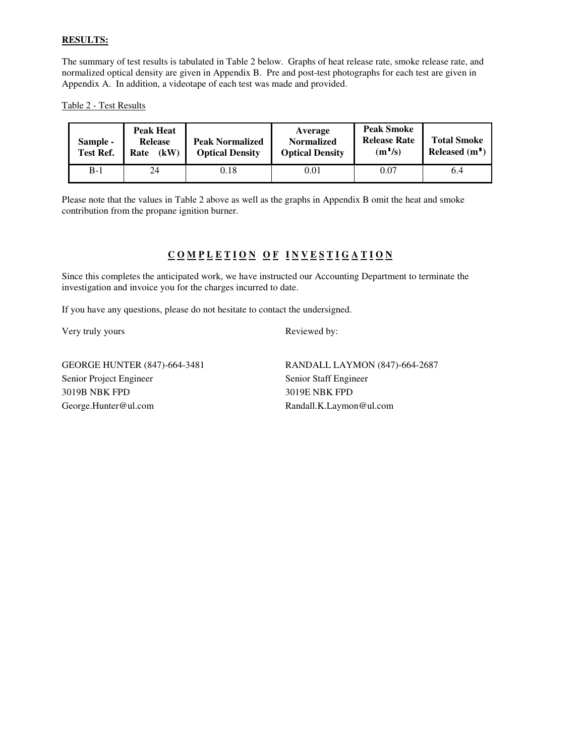**RESULTS:**

The summary of test results is tabulated in Table 2 below. Graphs of heat release rate, smoke release rate, and normalized optical density are given in Appendix B. Pre and post-test photographs for each test are given in Appendix A. In addition, a videotape of each test was made and provided.

Table 2 - Test Results

| Sample - Test Ref. | Peak Heat Release Rate (kW) | Peak Normalized Optical Density | Average Normalized Optical Density | Peak Smoke Release Rate ($m^2/s$) | Total Smoke Released ($m^2$) |
|---|---|---|---|---|---|
| B-1 | 24 | 0.18 | 0.01 | 0.07 | 6.4 |

Please note that the values in Table 2 above as well as the graphs in Appendix B omit the heat and smoke contribution from the propane ignition burner.

## COMPLETION OF INVESTIGATION

Since this completes the anticipated work, we have instructed our Accounting Department to terminate the investigation and invoice you for the charges incurred to date.

If you have any questions, please do not hesitate to contact the undersigned.

Very truly yours

GEORGE HUNTER (847)-664-3481
Senior Project Engineer
3019B NBK FPD
George.Hunter@ul.com

Reviewed by:

RANDALL LAYMON (847)-664-2687
Senior Staff Engineer
3019E NBK FPD
Randall.K.Laymon@ul.com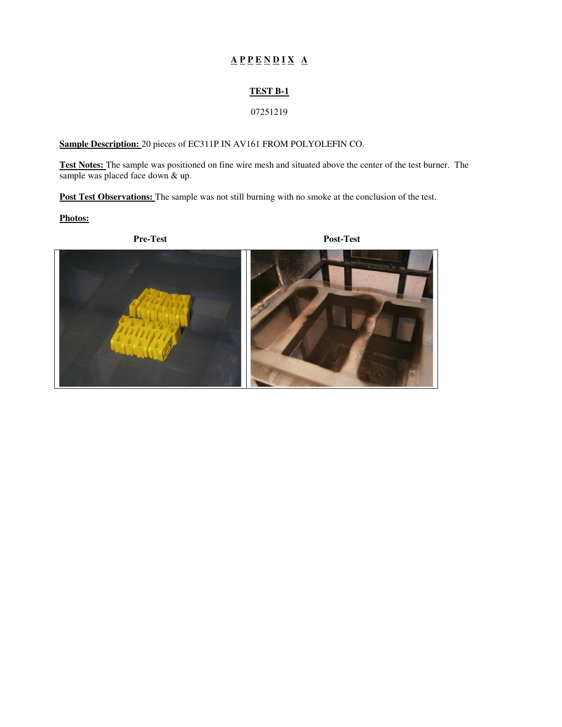# APPENDIX A

## TEST B-1

07251219

**Sample Description:** 20 pieces of EC311P IN AV161 FROM POLYOLEFIN CO.

**Test Notes:** The sample was positioned on fine wire mesh and situated above the center of the test burner. The sample was placed face down & up.

**Post Test Observations:** The sample was not still burning with no smoke at the conclusion of the test.

**Photos:**

| Pre-Test | Post-Test |
| --- | --- |
| | |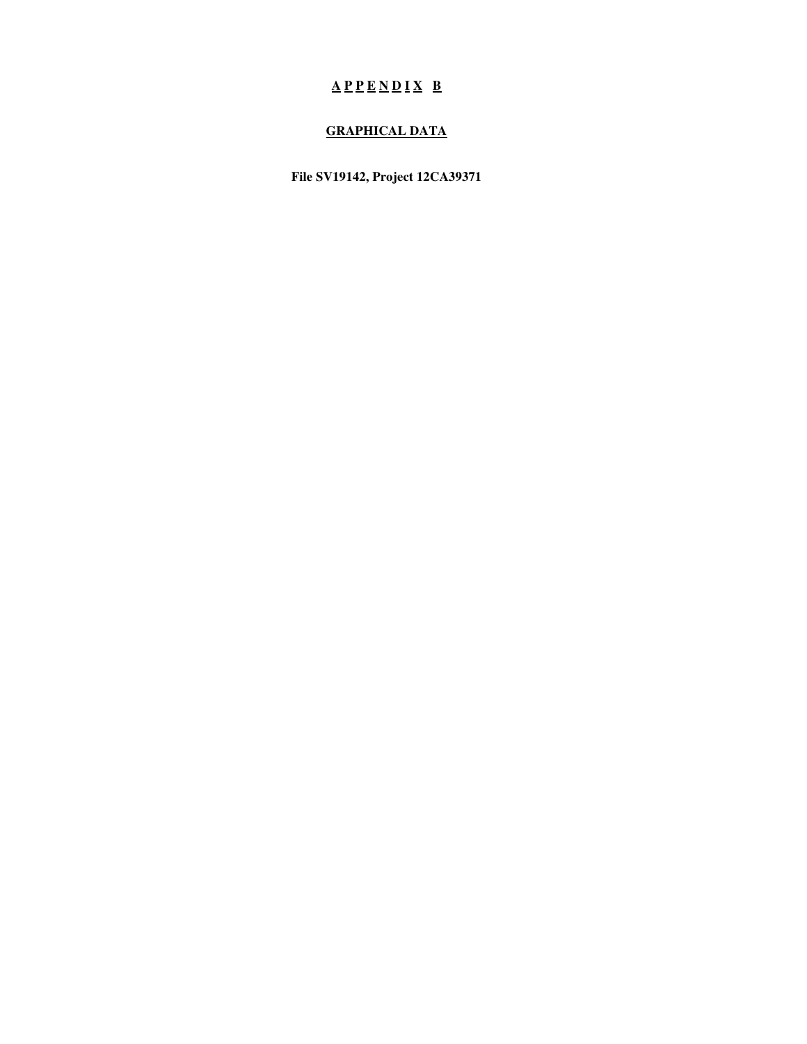# A P P E N D I X   B

## GRAPHICAL DATA

**File SV19142, Project 12CA39371**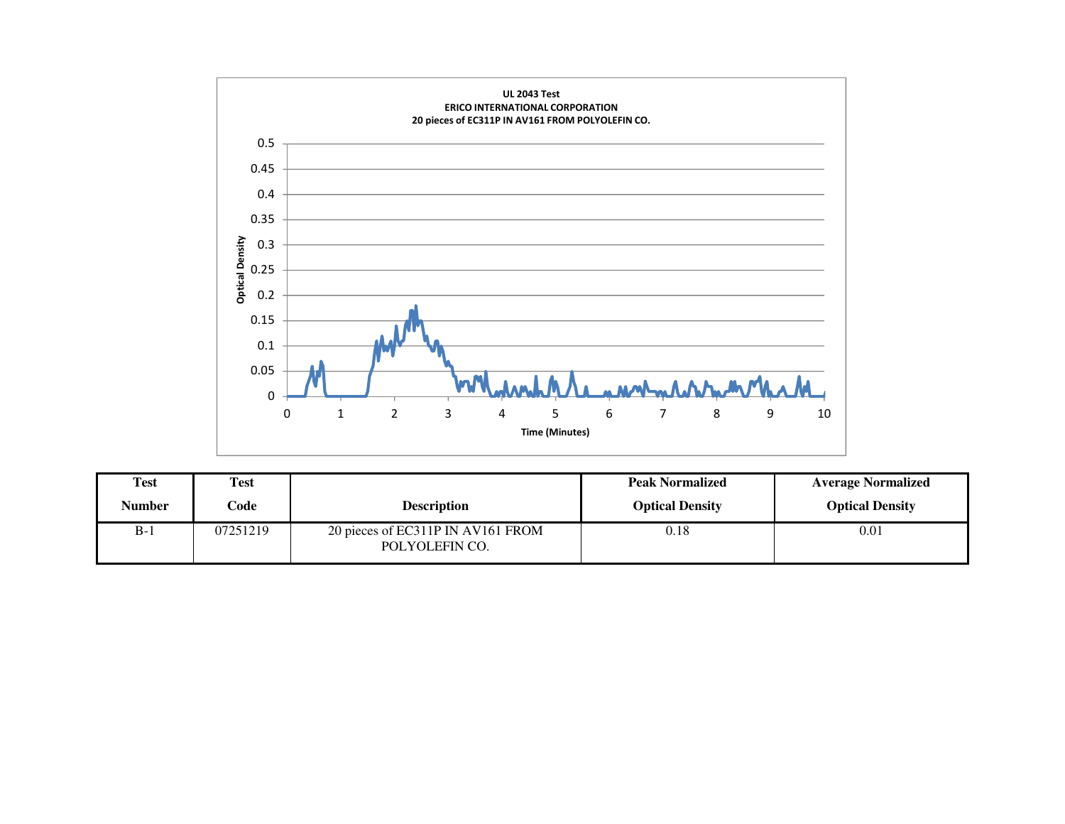**UL 2043 Test**
**ERICO INTERNATIONAL CORPORATION**
**20 pieces of EC311P IN AV161 FROM POLYOLEFIN CO.**

Optical Density (0 – 0.5) vs. Time (Minutes) (0 – 10)

| Test Number | Test Code | Description | Peak Normalized Optical Density | Average Normalized Optical Density |
|---|---|---|---|---|
| B-1 | 07251219 | 20 pieces of EC311P IN AV161 FROM POLYOLEFIN CO. | 0.18 | 0.01 |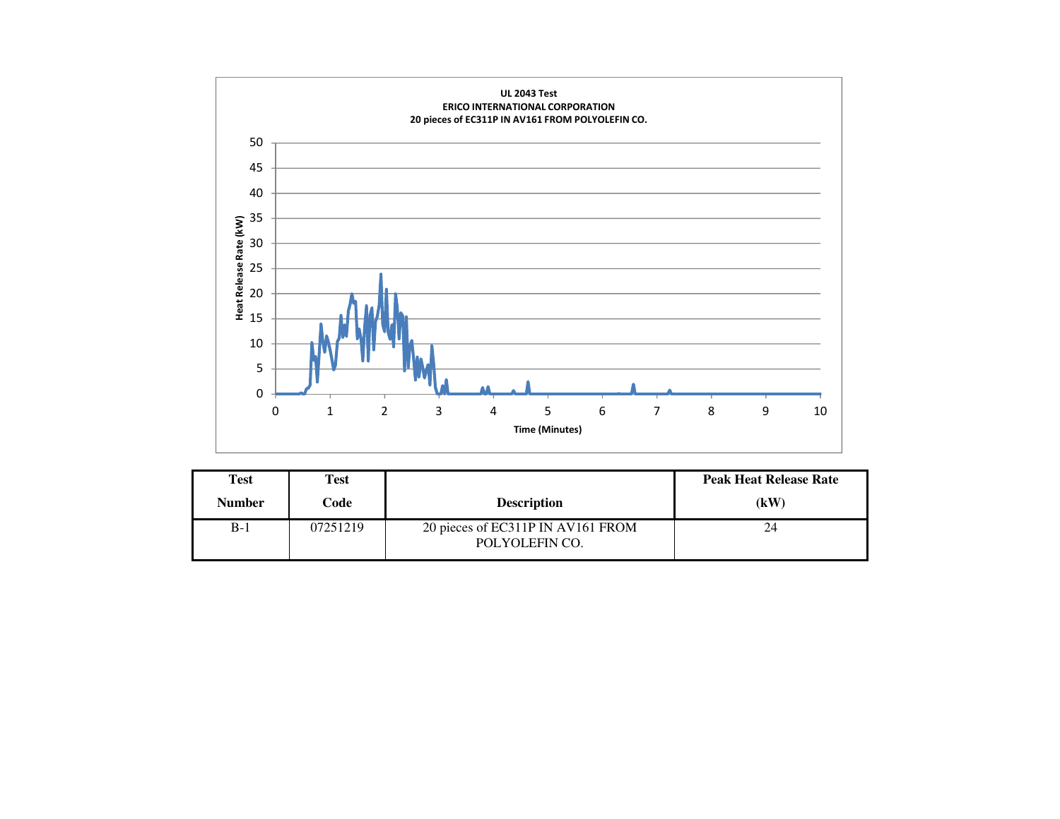UL 2043 Test
ERICO INTERNATIONAL CORPORATION
20 pieces of EC311P IN AV161 FROM POLYOLEFIN CO.

Heat Release Rate (kW)

Time (Minutes)

| Test Number | Test Code | Description | Peak Heat Release Rate (kW) |
|---|---|---|---|
| B-1 | 07251219 | 20 pieces of EC311P IN AV161 FROM POLYOLEFIN CO. | 24 |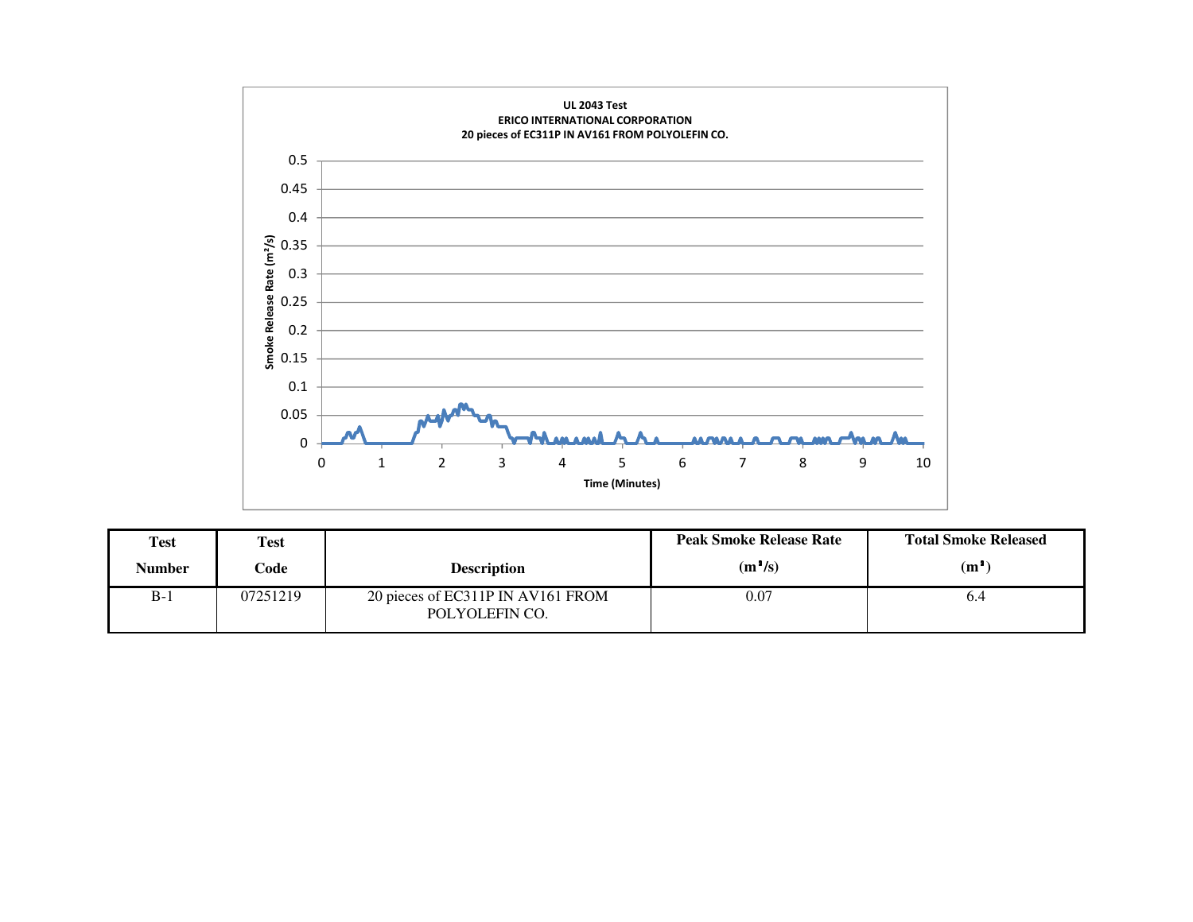UL 2043 Test
ERICO INTERNATIONAL CORPORATION
20 pieces of EC311P IN AV161 FROM POLYOLEFIN CO.

Smoke Release Rate ($m^2$/s)

0.5
0.45
0.4
0.35
0.3
0.25
0.2
0.15
0.1
0.05
0

0 1 2 3 4 5 6 7 8 9 10

Time (Minutes)

| Test Number | Test Code | Description | Peak Smoke Release Rate ($m^2$/s) | Total Smoke Released ($m^2$) |
|---|---|---|---|---|
| B-1 | 07251219 | 20 pieces of EC311P IN AV161 FROM POLYOLEFIN CO. | 0.07 | 6.4 |